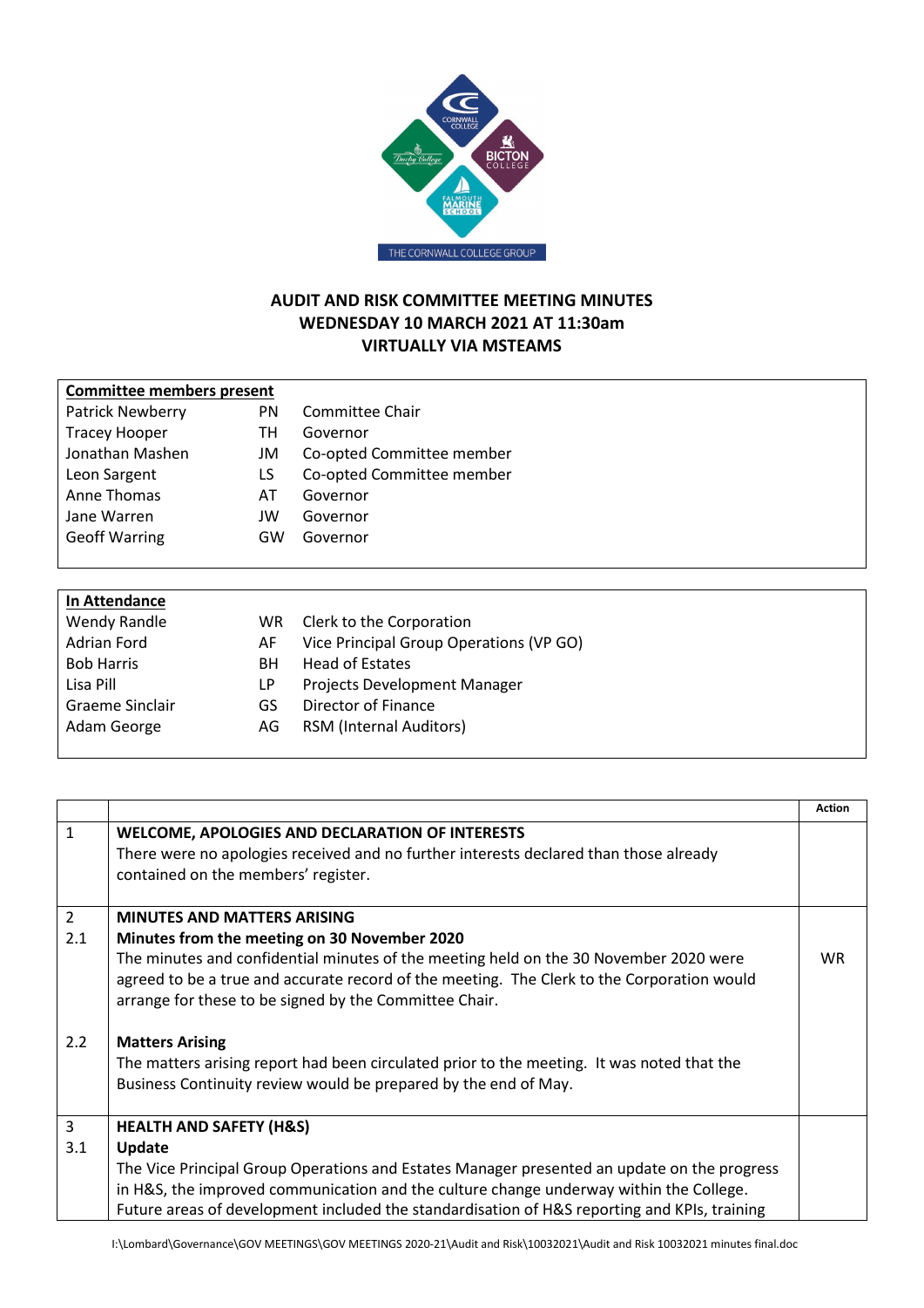# AUDIT AND RISK COMMITTEE MEETING MINUTES
## WEDNESDAY 10 MARCH 2021 AT 11:30am
## VIRTUALLY VIA MSTEAMS

| **Committee members present** | | |
|---|---|---|
| Patrick Newberry | PN | Committee Chair |
| Tracey Hooper | TH | Governor |
| Jonathan Mashen | JM | Co-opted Committee member |
| Leon Sargent | LS | Co-opted Committee member |
| Anne Thomas | AT | Governor |
| Jane Warren | JW | Governor |
| Geoff Warring | GW | Governor |

| **In Attendance** | | |
|---|---|---|
| Wendy Randle | WR | Clerk to the Corporation |
| Adrian Ford | AF | Vice Principal Group Operations (VP GO) |
| Bob Harris | BH | Head of Estates |
| Lisa Pill | LP | Projects Development Manager |
| Graeme Sinclair | GS | Director of Finance |
| Adam George | AG | RSM (Internal Auditors) |

| | | **Action** |
|---|---|---|
| 1 | **WELCOME, APOLOGIES AND DECLARATION OF INTERESTS**<br>There were no apologies received and no further interests declared than those already contained on the members' register. | |
| 2<br>2.1 | **MINUTES AND MATTERS ARISING**<br>**Minutes from the meeting on 30 November 2020**<br>The minutes and confidential minutes of the meeting held on the 30 November 2020 were agreed to be a true and accurate record of the meeting. The Clerk to the Corporation would arrange for these to be signed by the Committee Chair. | WR |
| 2.2 | **Matters Arising**<br>The matters arising report had been circulated prior to the meeting. It was noted that the Business Continuity review would be prepared by the end of May. | |
| 3<br>3.1 | **HEALTH AND SAFETY (H&S)**<br>**Update**<br>The Vice Principal Group Operations and Estates Manager presented an update on the progress in H&S, the improved communication and the culture change underway within the College. Future areas of development included the standardisation of H&S reporting and KPIs, training | |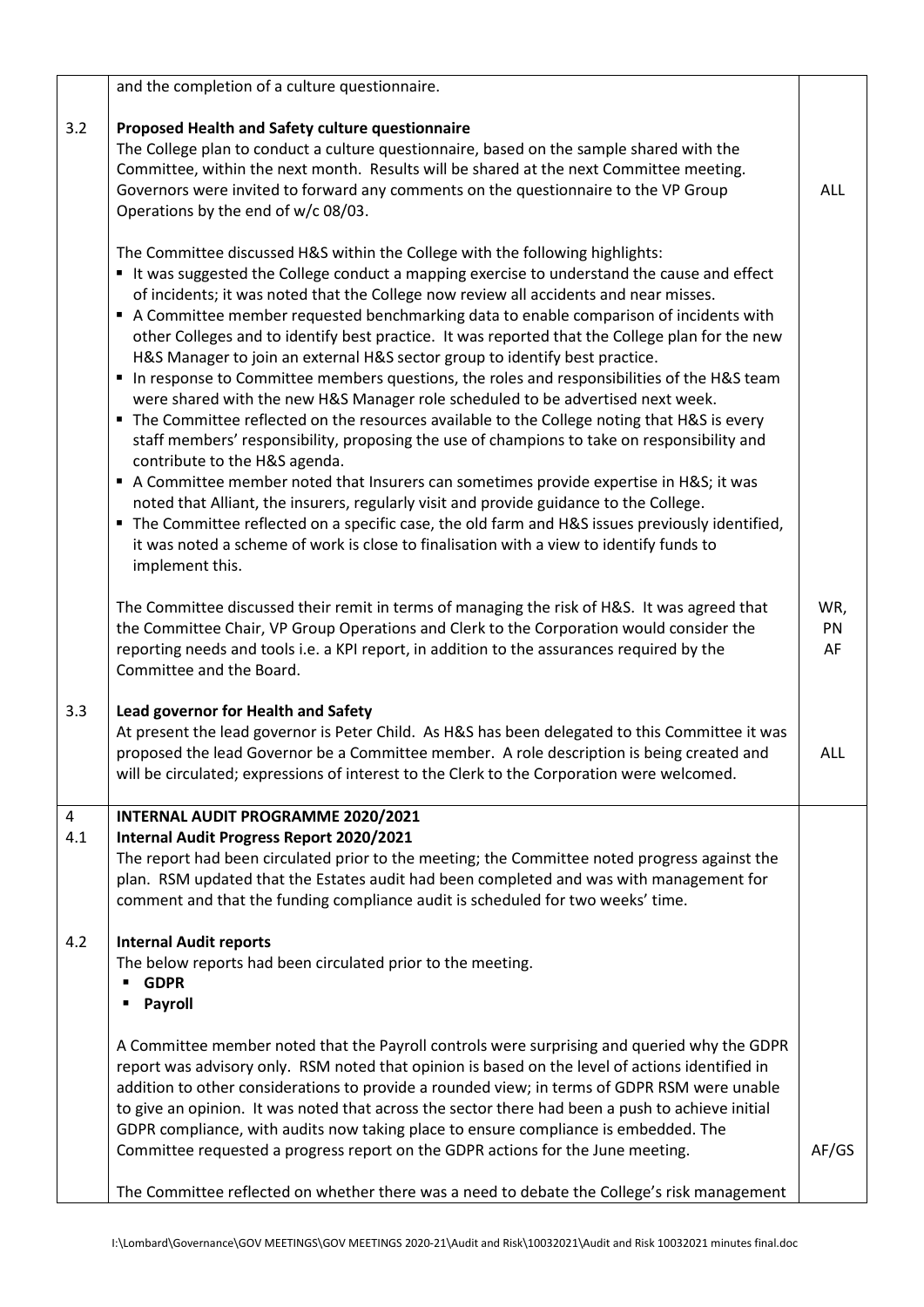| | | |
|---|---|---|
| | and the completion of a culture questionnaire. | |
| 3.2 | **Proposed Health and Safety culture questionnaire**<br>The College plan to conduct a culture questionnaire, based on the sample shared with the Committee, within the next month. Results will be shared at the next Committee meeting. Governors were invited to forward any comments on the questionnaire to the VP Group Operations by the end of w/c 08/03.<br><br>The Committee discussed H&S within the College with the following highlights:<br>▪ It was suggested the College conduct a mapping exercise to understand the cause and effect of incidents; it was noted that the College now review all accidents and near misses.<br>▪ A Committee member requested benchmarking data to enable comparison of incidents with other Colleges and to identify best practice. It was reported that the College plan for the new H&S Manager to join an external H&S sector group to identify best practice.<br>▪ In response to Committee members questions, the roles and responsibilities of the H&S team were shared with the new H&S Manager role scheduled to be advertised next week.<br>▪ The Committee reflected on the resources available to the College noting that H&S is every staff members' responsibility, proposing the use of champions to take on responsibility and contribute to the H&S agenda.<br>▪ A Committee member noted that Insurers can sometimes provide expertise in H&S; it was noted that Alliant, the insurers, regularly visit and provide guidance to the College.<br>▪ The Committee reflected on a specific case, the old farm and H&S issues previously identified, it was noted a scheme of work is close to finalisation with a view to identify funds to implement this. | ALL |
| | The Committee discussed their remit in terms of managing the risk of H&S. It was agreed that the Committee Chair, VP Group Operations and Clerk to the Corporation would consider the reporting needs and tools i.e. a KPI report, in addition to the assurances required by the Committee and the Board. | WR, PN AF |
| 3.3 | **Lead governor for Health and Safety**<br>At present the lead governor is Peter Child. As H&S has been delegated to this Committee it was proposed the lead Governor be a Committee member. A role description is being created and will be circulated; expressions of interest to the Clerk to the Corporation were welcomed. | ALL |
| 4<br>4.1 | **INTERNAL AUDIT PROGRAMME 2020/2021**<br>**Internal Audit Progress Report 2020/2021**<br>The report had been circulated prior to the meeting; the Committee noted progress against the plan. RSM updated that the Estates audit had been completed and was with management for comment and that the funding compliance audit is scheduled for two weeks' time. | |
| 4.2 | **Internal Audit reports**<br>The below reports had been circulated prior to the meeting.<br>▪ **GDPR**<br>▪ **Payroll**<br><br>A Committee member noted that the Payroll controls were surprising and queried why the GDPR report was advisory only. RSM noted that opinion is based on the level of actions identified in addition to other considerations to provide a rounded view; in terms of GDPR RSM were unable to give an opinion. It was noted that across the sector there had been a push to achieve initial GDPR compliance, with audits now taking place to ensure compliance is embedded. The Committee requested a progress report on the GDPR actions for the June meeting. | AF/GS |
| | The Committee reflected on whether there was a need to debate the College's risk management | |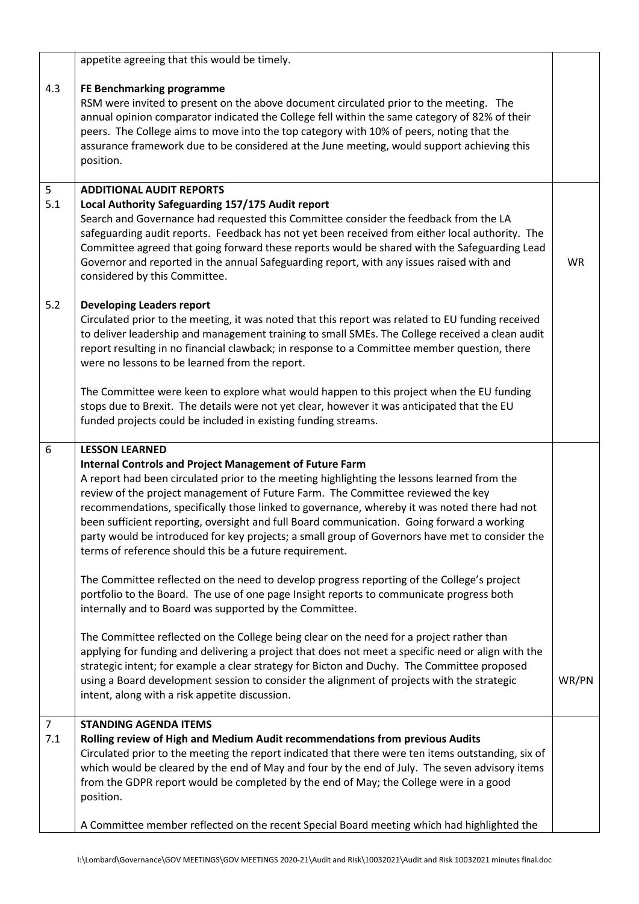| | | |
|---|---|---|
| | appetite agreeing that this would be timely. | |
| 4.3 | **FE Benchmarking programme**<br>RSM were invited to present on the above document circulated prior to the meeting. The annual opinion comparator indicated the College fell within the same category of 82% of their peers. The College aims to move into the top category with 10% of peers, noting that the assurance framework due to be considered at the June meeting, would support achieving this position. | |
| 5<br>5.1 | **ADDITIONAL AUDIT REPORTS**<br>**Local Authority Safeguarding 157/175 Audit report**<br>Search and Governance had requested this Committee consider the feedback from the LA safeguarding audit reports. Feedback has not yet been received from either local authority. The Committee agreed that going forward these reports would be shared with the Safeguarding Lead Governor and reported in the annual Safeguarding report, with any issues raised with and considered by this Committee. | WR |
| 5.2 | **Developing Leaders report**<br>Circulated prior to the meeting, it was noted that this report was related to EU funding received to deliver leadership and management training to small SMEs. The College received a clean audit report resulting in no financial clawback; in response to a Committee member question, there were no lessons to be learned from the report.<br><br>The Committee were keen to explore what would happen to this project when the EU funding stops due to Brexit. The details were not yet clear, however it was anticipated that the EU funded projects could be included in existing funding streams. | |
| 6 | **LESSON LEARNED**<br>**Internal Controls and Project Management of Future Farm**<br>A report had been circulated prior to the meeting highlighting the lessons learned from the review of the project management of Future Farm. The Committee reviewed the key recommendations, specifically those linked to governance, whereby it was noted there had not been sufficient reporting, oversight and full Board communication. Going forward a working party would be introduced for key projects; a small group of Governors have met to consider the terms of reference should this be a future requirement.<br><br>The Committee reflected on the need to develop progress reporting of the College's project portfolio to the Board. The use of one page Insight reports to communicate progress both internally and to Board was supported by the Committee.<br><br>The Committee reflected on the College being clear on the need for a project rather than applying for funding and delivering a project that does not meet a specific need or align with the strategic intent; for example a clear strategy for Bicton and Duchy. The Committee proposed using a Board development session to consider the alignment of projects with the strategic intent, along with a risk appetite discussion. | WR/PN |
| 7<br>7.1 | **STANDING AGENDA ITEMS**<br>**Rolling review of High and Medium Audit recommendations from previous Audits**<br>Circulated prior to the meeting the report indicated that there were ten items outstanding, six of which would be cleared by the end of May and four by the end of July. The seven advisory items from the GDPR report would be completed by the end of May; the College were in a good position.<br><br>A Committee member reflected on the recent Special Board meeting which had highlighted the | |

I:\Lombard\Governance\GOV MEETINGS\GOV MEETINGS 2020-21\Audit and Risk\10032021\Audit and Risk 10032021 minutes final.doc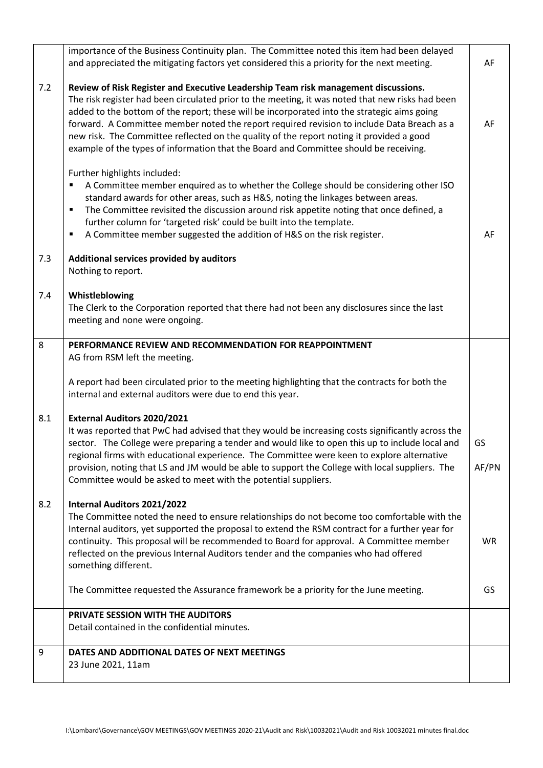| | | |
|---|---|---|
| | importance of the Business Continuity plan. The Committee noted this item had been delayed and appreciated the mitigating factors yet considered this a priority for the next meeting. | AF |
| 7.2 | **Review of Risk Register and Executive Leadership Team risk management discussions.**<br>The risk register had been circulated prior to the meeting, it was noted that new risks had been added to the bottom of the report; these will be incorporated into the strategic aims going forward. A Committee member noted the report required revision to include Data Breach as a new risk. The Committee reflected on the quality of the report noting it provided a good example of the types of information that the Board and Committee should be receiving.<br><br>Further highlights included:<br>▪ A Committee member enquired as to whether the College should be considering other ISO standard awards for other areas, such as H&S, noting the linkages between areas.<br>▪ The Committee revisited the discussion around risk appetite noting that once defined, a further column for 'targeted risk' could be built into the template.<br>▪ A Committee member suggested the addition of H&S on the risk register. | AF<br><br>AF |
| 7.3 | **Additional services provided by auditors**<br>Nothing to report. | |
| 7.4 | **Whistleblowing**<br>The Clerk to the Corporation reported that there had not been any disclosures since the last meeting and none were ongoing. | |
| 8 | **PERFORMANCE REVIEW AND RECOMMENDATION FOR REAPPOINTMENT**<br>AG from RSM left the meeting.<br><br>A report had been circulated prior to the meeting highlighting that the contracts for both the internal and external auditors were due to end this year. | |
| 8.1 | **External Auditors 2020/2021**<br>It was reported that PwC had advised that they would be increasing costs significantly across the sector. The College were preparing a tender and would like to open this up to include local and regional firms with educational experience. The Committee were keen to explore alternative provision, noting that LS and JM would be able to support the College with local suppliers. The Committee would be asked to meet with the potential suppliers. | GS<br><br>AF/PN |
| 8.2 | **Internal Auditors 2021/2022**<br>The Committee noted the need to ensure relationships do not become too comfortable with the Internal auditors, yet supported the proposal to extend the RSM contract for a further year for continuity. This proposal will be recommended to Board for approval. A Committee member reflected on the previous Internal Auditors tender and the companies who had offered something different.<br><br>The Committee requested the Assurance framework be a priority for the June meeting. | WR<br><br>GS |
| | **PRIVATE SESSION WITH THE AUDITORS**<br>Detail contained in the confidential minutes. | |
| 9 | **DATES AND ADDITIONAL DATES OF NEXT MEETINGS**<br>23 June 2021, 11am | |

I:\Lombard\Governance\GOV MEETINGS\GOV MEETINGS 2020-21\Audit and Risk\10032021\Audit and Risk 10032021 minutes final.doc